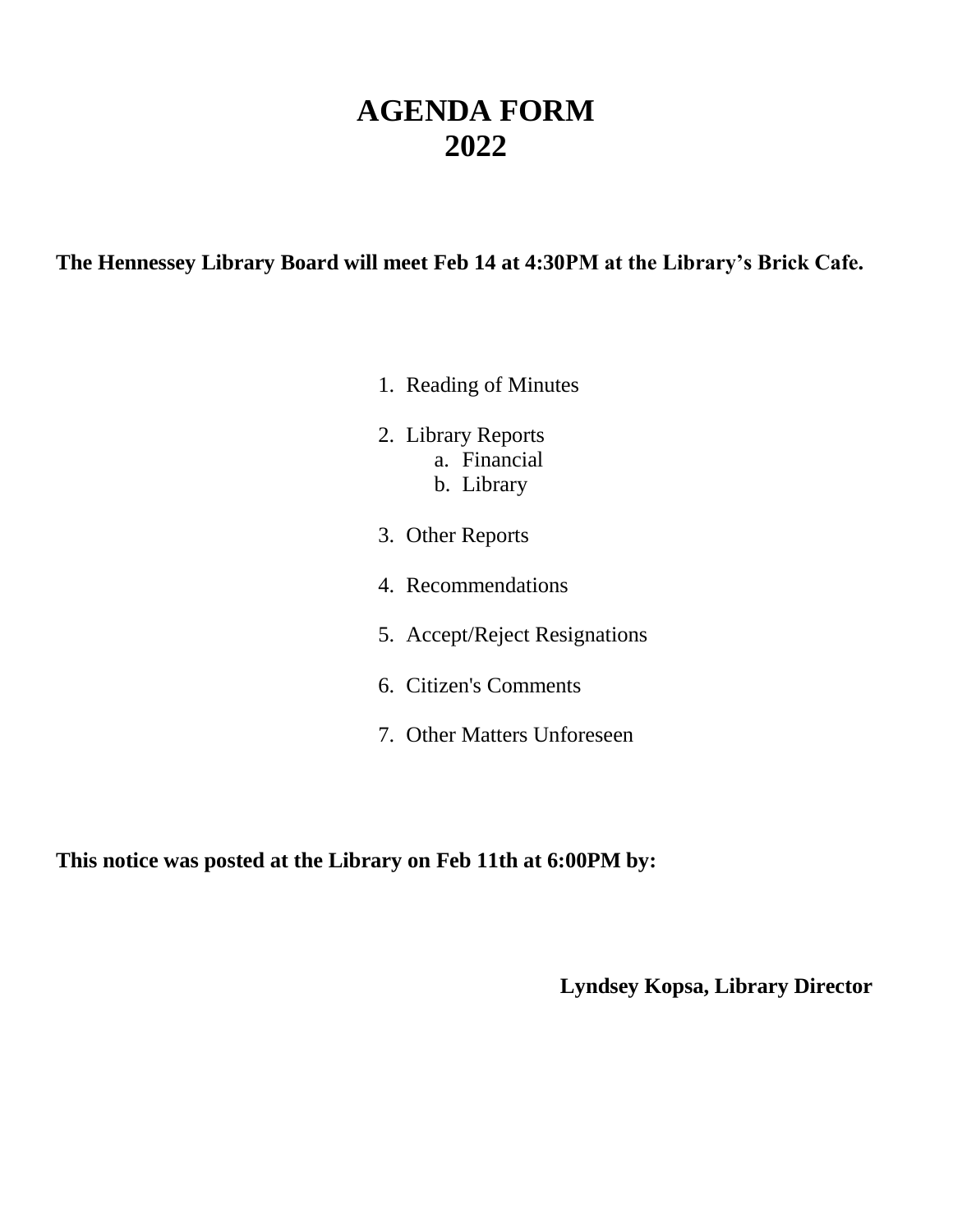# AGENDA FORM
# 2022

**The Hennessey Library Board will meet Feb 14 at 4:30PM at the Library's Brick Cafe.**

1. Reading of Minutes
2. Library Reports
   a. Financial
   b. Library
3. Other Reports
4. Recommendations
5. Accept/Reject Resignations
6. Citizen's Comments
7. Other Matters Unforeseen

**This notice was posted at the Library on Feb 11th at 6:00PM by:**

**Lyndsey Kopsa, Library Director**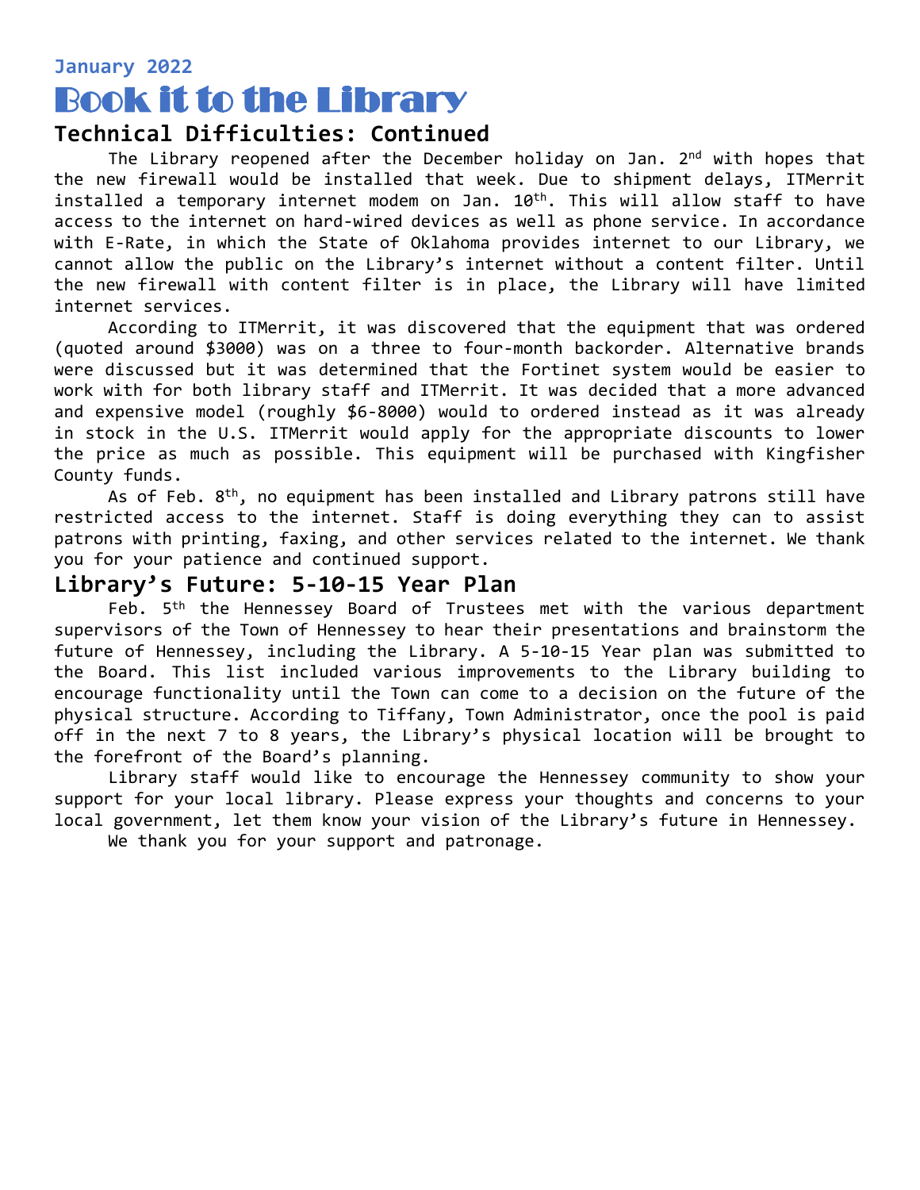January 2022

# Book it to the Library

## Technical Difficulties: Continued

The Library reopened after the December holiday on Jan. 2nd with hopes that the new firewall would be installed that week. Due to shipment delays, ITMerrit installed a temporary internet modem on Jan. 10th. This will allow staff to have access to the internet on hard-wired devices as well as phone service. In accordance with E-Rate, in which the State of Oklahoma provides internet to our Library, we cannot allow the public on the Library's internet without a content filter. Until the new firewall with content filter is in place, the Library will have limited internet services.

According to ITMerrit, it was discovered that the equipment that was ordered (quoted around $3000) was on a three to four-month backorder. Alternative brands were discussed but it was determined that the Fortinet system would be easier to work with for both library staff and ITMerrit. It was decided that a more advanced and expensive model (roughly $6-8000) would to ordered instead as it was already in stock in the U.S. ITMerrit would apply for the appropriate discounts to lower the price as much as possible. This equipment will be purchased with Kingfisher County funds.

As of Feb. 8th, no equipment has been installed and Library patrons still have restricted access to the internet. Staff is doing everything they can to assist patrons with printing, faxing, and other services related to the internet. We thank you for your patience and continued support.

## Library's Future: 5-10-15 Year Plan

Feb. 5th the Hennessey Board of Trustees met with the various department supervisors of the Town of Hennessey to hear their presentations and brainstorm the future of Hennessey, including the Library. A 5-10-15 Year plan was submitted to the Board. This list included various improvements to the Library building to encourage functionality until the Town can come to a decision on the future of the physical structure. According to Tiffany, Town Administrator, once the pool is paid off in the next 7 to 8 years, the Library's physical location will be brought to the forefront of the Board's planning.

Library staff would like to encourage the Hennessey community to show your support for your local library. Please express your thoughts and concerns to your local government, let them know your vision of the Library's future in Hennessey.

We thank you for your support and patronage.